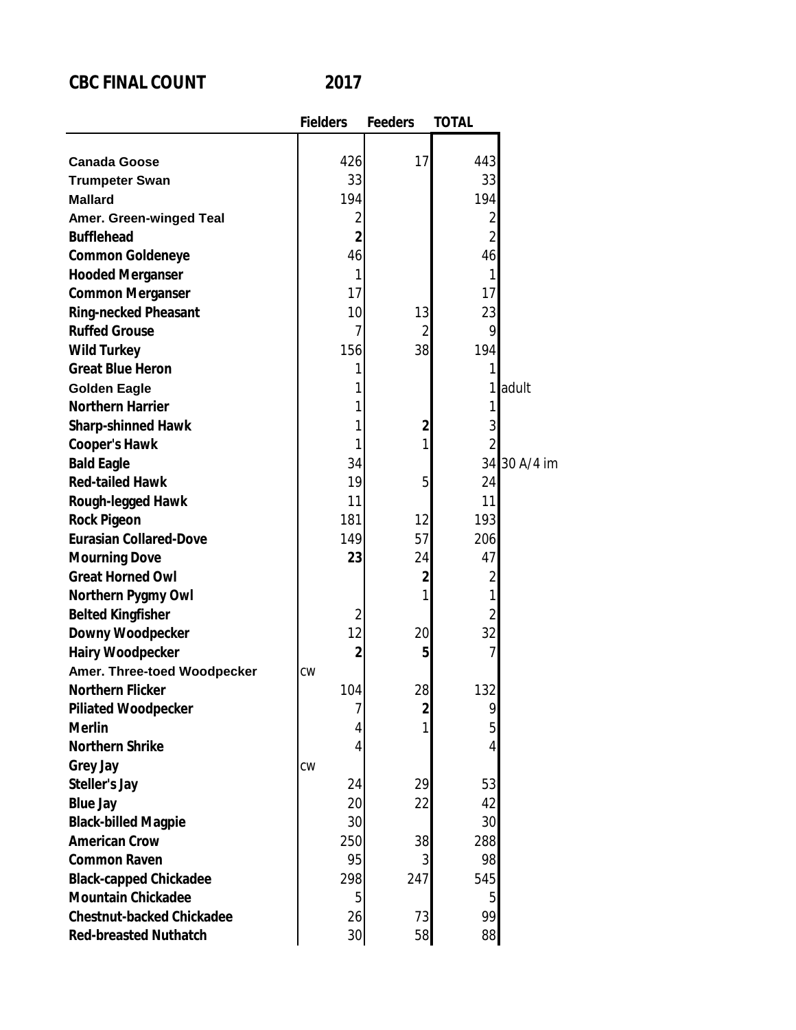# CBC FINAL COUNT 2017

| | Fielders | Feeders | TOTAL | |
|---|---|---|---|---|
| Canada Goose | 426 | 17 | 443 | |
| Trumpeter Swan | 33 | | 33 | |
| Mallard | 194 | | 194 | |
| Amer. Green-winged Teal | 2 | | 2 | |
| Bufflehead | **2** | | 2 | |
| Common Goldeneye | 46 | | 46 | |
| Hooded Merganser | 1 | | 1 | |
| Common Merganser | 17 | | 17 | |
| Ring-necked Pheasant | 10 | 13 | 23 | |
| Ruffed Grouse | 7 | 2 | 9 | |
| Wild Turkey | 156 | 38 | 194 | |
| Great Blue Heron | 1 | | 1 | |
| Golden Eagle | 1 | | 1 | adult |
| Northern Harrier | 1 | | 1 | |
| Sharp-shinned Hawk | 1 | **2** | 3 | |
| Cooper's Hawk | 1 | 1 | 2 | |
| Bald Eagle | 34 | | 34 | 30 A/4 im |
| Red-tailed Hawk | 19 | 5 | 24 | |
| Rough-legged Hawk | 11 | | 11 | |
| Rock Pigeon | 181 | 12 | 193 | |
| Eurasian Collared-Dove | 149 | 57 | 206 | |
| Mourning Dove | **23** | 24 | 47 | |
| Great Horned Owl | | **2** | 2 | |
| Northern Pygmy Owl | | 1 | 1 | |
| Belted Kingfisher | 2 | | 2 | |
| Downy Woodpecker | 12 | 20 | 32 | |
| Hairy Woodpecker | **2** | **5** | 7 | |
| Amer. Three-toed Woodpecker | CW | | | |
| Northern Flicker | 104 | 28 | 132 | |
| Piliated Woodpecker | 7 | **2** | 9 | |
| Merlin | 4 | 1 | 5 | |
| Northern Shrike | 4 | | 4 | |
| Grey Jay | CW | | | |
| Steller's Jay | 24 | 29 | 53 | |
| Blue Jay | 20 | 22 | 42 | |
| Black-billed Magpie | 30 | | 30 | |
| American Crow | 250 | 38 | 288 | |
| Common Raven | 95 | 3 | 98 | |
| Black-capped Chickadee | 298 | 247 | 545 | |
| Mountain Chickadee | 5 | | 5 | |
| Chestnut-backed Chickadee | 26 | 73 | 99 | |
| Red-breasted Nuthatch | 30 | 58 | 88 | |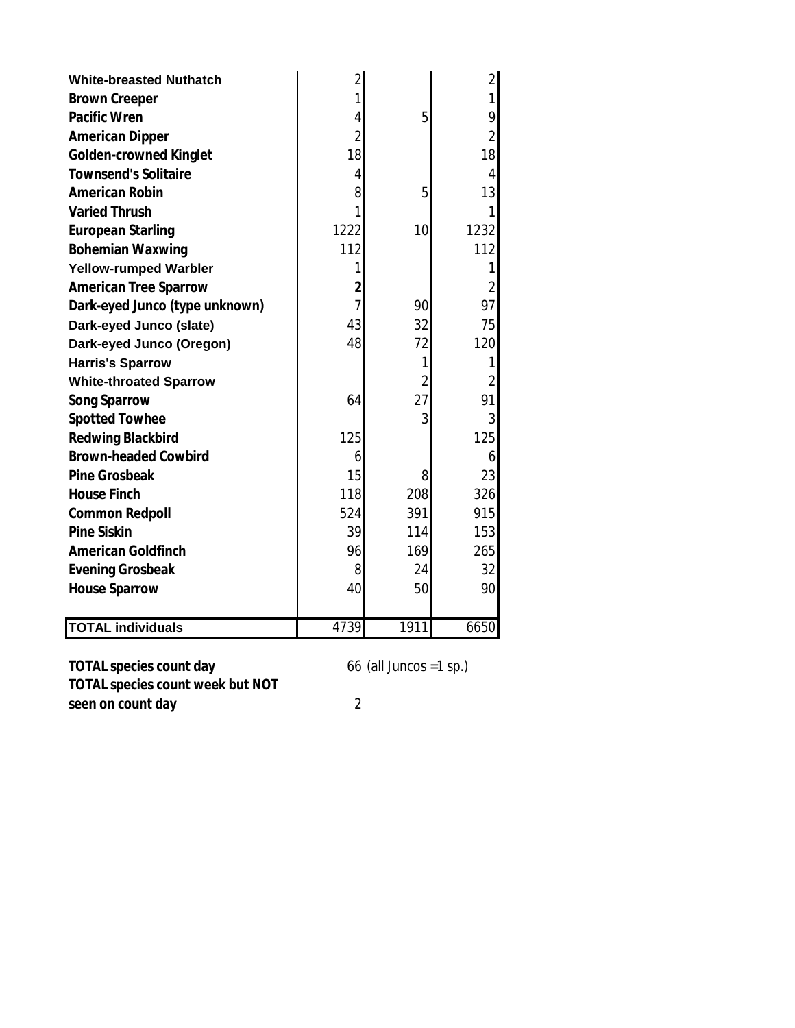| | | | |
|---|---|---|---|
| **White-breasted Nuthatch** | 2 | | 2 |
| **Brown Creeper** | 1 | | 1 |
| **Pacific Wren** | 4 | 5 | 9 |
| **American Dipper** | 2 | | 2 |
| **Golden-crowned Kinglet** | 18 | | 18 |
| **Townsend's Solitaire** | 4 | | 4 |
| **American Robin** | 8 | 5 | 13 |
| **Varied Thrush** | 1 | | 1 |
| **European Starling** | 1222 | 10 | 1232 |
| **Bohemian Waxwing** | 112 | | 112 |
| **Yellow-rumped Warbler** | 1 | | 1 |
| **American Tree Sparrow** | **2** | | 2 |
| **Dark-eyed Junco (type unknown)** | 7 | 90 | 97 |
| **Dark-eyed Junco (slate)** | 43 | 32 | 75 |
| **Dark-eyed Junco (Oregon)** | 48 | 72 | 120 |
| **Harris's Sparrow** | | 1 | 1 |
| **White-throated Sparrow** | | 2 | 2 |
| **Song Sparrow** | 64 | 27 | 91 |
| **Spotted Towhee** | | 3 | 3 |
| **Redwing Blackbird** | 125 | | 125 |
| **Brown-headed Cowbird** | 6 | | 6 |
| **Pine Grosbeak** | 15 | 8 | 23 |
| **House Finch** | 118 | 208 | 326 |
| **Common Redpoll** | 524 | 391 | 915 |
| **Pine Siskin** | 39 | 114 | 153 |
| **American Goldfinch** | 96 | 169 | 265 |
| **Evening Grosbeak** | 8 | 24 | 32 |
| **House Sparrow** | 40 | 50 | 90 |
| | | | |
| **TOTAL individuals** | 4739 | 1911 | 6650 |

**TOTAL species count day** 66 (all Juncos =1 sp.)

**TOTAL species count week but NOT seen on count day** 2